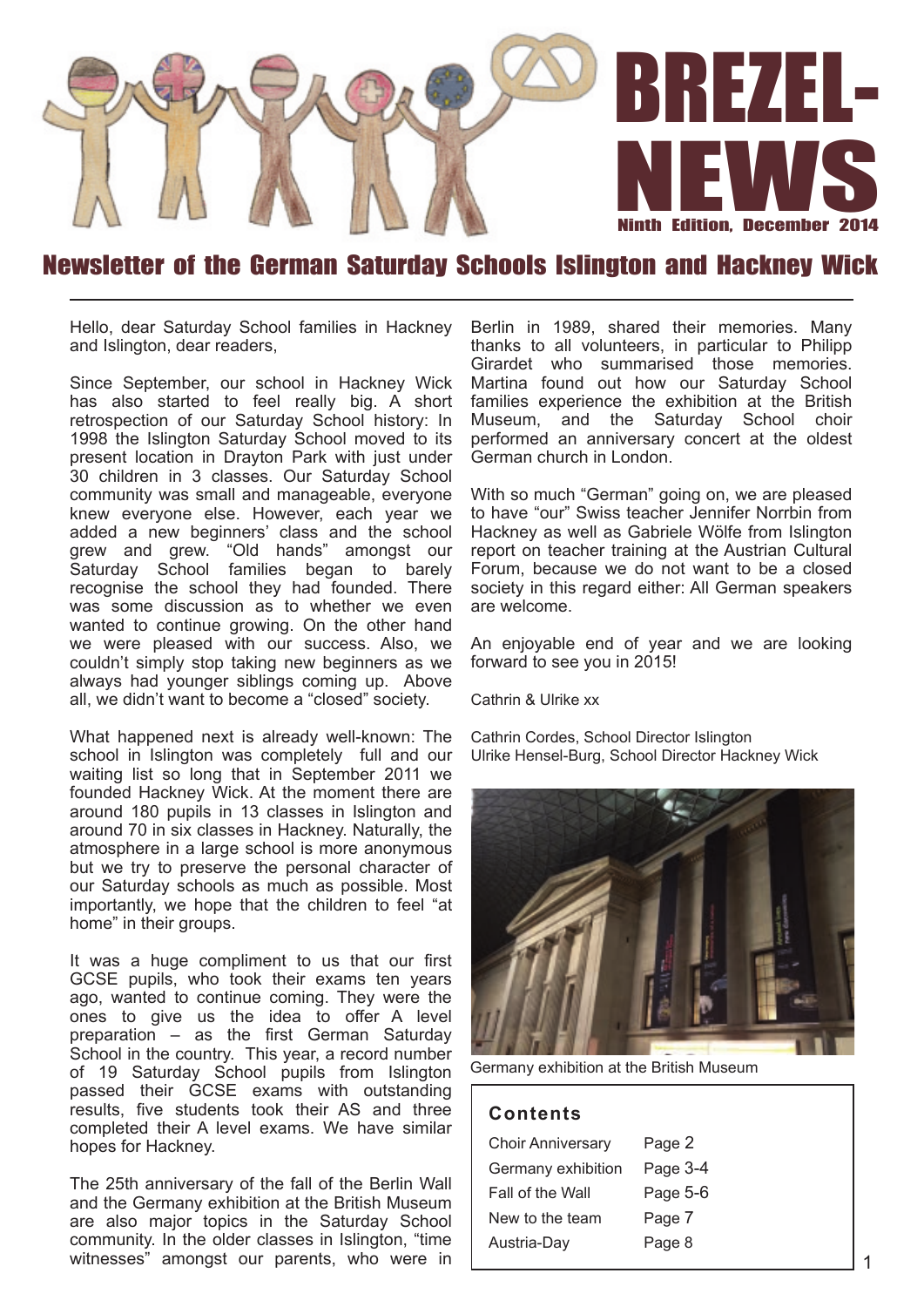# BREZEL-NEWS

Ninth Edition, December 2014

## Newsletter of the German Saturday Schools Islington and Hackney Wick

Hello, dear Saturday School families in Hackney and Islington, dear readers,

Since September, our school in Hackney Wick has also started to feel really big. A short retrospection of our Saturday School history: In 1998 the Islington Saturday School moved to its present location in Drayton Park with just under 30 children in 3 classes. Our Saturday School community was small and manageable, everyone knew everyone else. However, each year we added a new beginners' class and the school grew and grew. "Old hands" amongst our Saturday School families began to barely recognise the school they had founded. There was some discussion as to whether we even wanted to continue growing. On the other hand we were pleased with our success. Also, we couldn't simply stop taking new beginners as we always had younger siblings coming up. Above all, we didn't want to become a "closed" society.

What happened next is already well-known: The school in Islington was completely full and our waiting list so long that in September 2011 we founded Hackney Wick. At the moment there are around 180 pupils in 13 classes in Islington and around 70 in six classes in Hackney. Naturally, the atmosphere in a large school is more anonymous but we try to preserve the personal character of our Saturday schools as much as possible. Most importantly, we hope that the children to feel "at home" in their groups.

It was a huge compliment to us that our first GCSE pupils, who took their exams ten years ago, wanted to continue coming. They were the ones to give us the idea to offer A level preparation – as the first German Saturday School in the country. This year, a record number of 19 Saturday School pupils from Islington passed their GCSE exams with outstanding results, five students took their AS and three completed their A level exams. We have similar hopes for Hackney.

The 25th anniversary of the fall of the Berlin Wall and the Germany exhibition at the British Museum are also major topics in the Saturday School community. In the older classes in Islington, "time witnesses" amongst our parents, who were in Berlin in 1989, shared their memories. Many thanks to all volunteers, in particular to Philipp Girardet who summarised those memories. Martina found out how our Saturday School families experience the exhibition at the British Museum, and the Saturday School choir performed an anniversary concert at the oldest German church in London.

With so much "German" going on, we are pleased to have "our" Swiss teacher Jennifer Norrbin from Hackney as well as Gabriele Wölfe from Islington report on teacher training at the Austrian Cultural Forum, because we do not want to be a closed society in this regard either: All German speakers are welcome.

An enjoyable end of year and we are looking forward to see you in 2015!

Cathrin & Ulrike xx

Cathrin Cordes, School Director Islington
Ulrike Hensel-Burg, School Director Hackney Wick

Germany exhibition at the British Museum

### Contents

| | |
|---|---|
| Choir Anniversary | Page 2 |
| Germany exhibition | Page 3-4 |
| Fall of the Wall | Page 5-6 |
| New to the team | Page 7 |
| Austria-Day | Page 8 |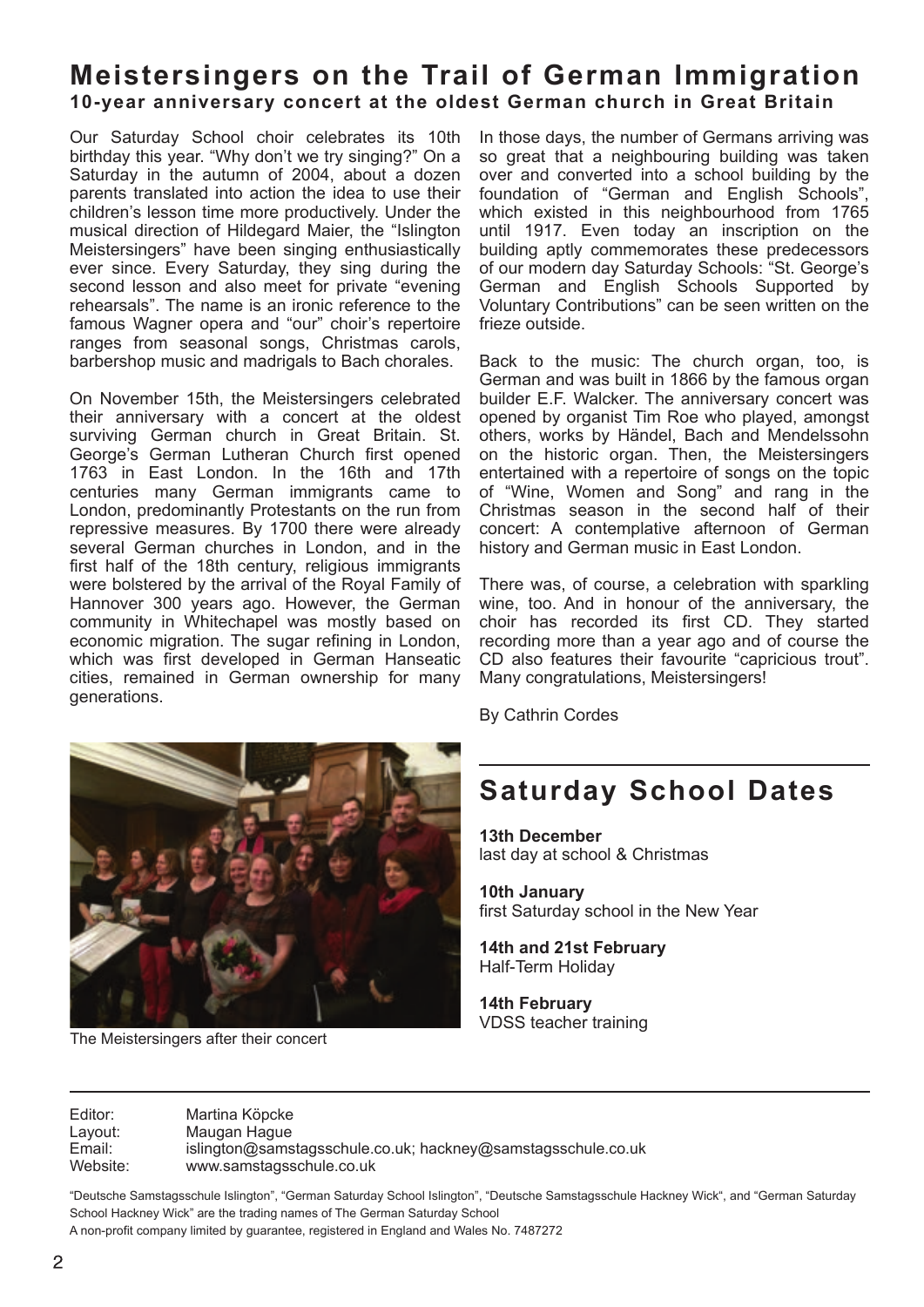## Meistersingers on the Trail of German Immigration

### 10-year anniversary concert at the oldest German church in Great Britain

Our Saturday School choir celebrates its 10th birthday this year. "Why don't we try singing?" On a Saturday in the autumn of 2004, about a dozen parents translated into action the idea to use their children's lesson time more productively. Under the musical direction of Hildegard Maier, the "Islington Meistersingers" have been singing enthusiastically ever since. Every Saturday, they sing during the second lesson and also meet for private "evening rehearsals". The name is an ironic reference to the famous Wagner opera and "our" choir's repertoire ranges from seasonal songs, Christmas carols, barbershop music and madrigals to Bach chorales.

On November 15th, the Meistersingers celebrated their anniversary with a concert at the oldest surviving German church in Great Britain. St. George's German Lutheran Church first opened 1763 in East London. In the 16th and 17th centuries many German immigrants came to London, predominantly Protestants on the run from repressive measures. By 1700 there were already several German churches in London, and in the first half of the 18th century, religious immigrants were bolstered by the arrival of the Royal Family of Hannover 300 years ago. However, the German community in Whitechapel was mostly based on economic migration. The sugar refining in London, which was first developed in German Hanseatic cities, remained in German ownership for many generations.

In those days, the number of Germans arriving was so great that a neighbouring building was taken over and converted into a school building by the foundation of "German and English Schools", which existed in this neighbourhood from 1765 until 1917. Even today an inscription on the building aptly commemorates these predecessors of our modern day Saturday Schools: "St. George's German and English Schools Supported by Voluntary Contributions" can be seen written on the frieze outside.

Back to the music: The church organ, too, is German and was built in 1866 by the famous organ builder E.F. Walcker. The anniversary concert was opened by organist Tim Roe who played, amongst others, works by Händel, Bach and Mendelssohn on the historic organ. Then, the Meistersingers entertained with a repertoire of songs on the topic of "Wine, Women and Song" and rang in the Christmas season in the second half of their concert: A contemplative afternoon of German history and German music in East London.

There was, of course, a celebration with sparkling wine, too. And in honour of the anniversary, the choir has recorded its first CD. They started recording more than a year ago and of course the CD also features their favourite "capricious trout". Many congratulations, Meistersingers!

By Cathrin Cordes

The Meistersingers after their concert

## Saturday School Dates

**13th December**
last day at school & Christmas

**10th January**
first Saturday school in the New Year

**14th and 21st February**
Half-Term Holiday

**14th February**
VDSS teacher training

---

Editor: Martina Köpcke
Layout: Maugan Hague
Email: islington@samstagsschule.co.uk; hackney@samstagsschule.co.uk
Website: www.samstagsschule.co.uk

"Deutsche Samstagsschule Islington", "German Saturday School Islington", "Deutsche Samstagsschule Hackney Wick", and "German Saturday School Hackney Wick" are the trading names of The German Saturday School
A non-profit company limited by guarantee, registered in England and Wales No. 7487272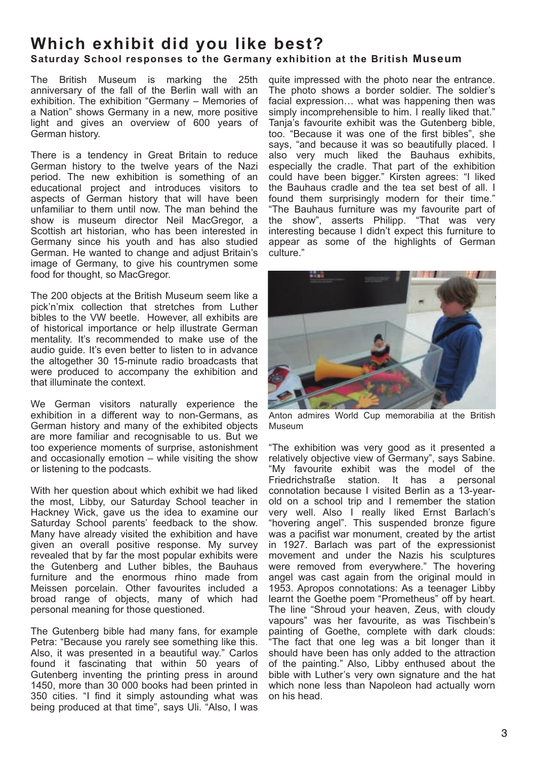## Which exhibit did you like best?

### Saturday School responses to the Germany exhibition at the British Museum

The British Museum is marking the 25th anniversary of the fall of the Berlin wall with an exhibition. The exhibition "Germany – Memories of a Nation" shows Germany in a new, more positive light and gives an overview of 600 years of German history.

There is a tendency in Great Britain to reduce German history to the twelve years of the Nazi period. The new exhibition is something of an educational project and introduces visitors to aspects of German history that will have been unfamiliar to them until now. The man behind the show is museum director Neil MacGregor, a Scottish art historian, who has been interested in Germany since his youth and has also studied German. He wanted to change and adjust Britain's image of Germany, to give his countrymen some food for thought, so MacGregor.

The 200 objects at the British Museum seem like a pick'n'mix collection that stretches from Luther bibles to the VW beetle. However, all exhibits are of historical importance or help illustrate German mentality. It's recommended to make use of the audio guide. It's even better to listen to in advance the altogether 30 15-minute radio broadcasts that were produced to accompany the exhibition and that illuminate the context.

We German visitors naturally experience the exhibition in a different way to non-Germans, as German history and many of the exhibited objects are more familiar and recognisable to us. But we too experience moments of surprise, astonishment and occasionally emotion – while visiting the show or listening to the podcasts.

With her question about which exhibit we had liked the most, Libby, our Saturday School teacher in Hackney Wick, gave us the idea to examine our Saturday School parents' feedback to the show. Many have already visited the exhibition and have given an overall positive response. My survey revealed that by far the most popular exhibits were the Gutenberg and Luther bibles, the Bauhaus furniture and the enormous rhino made from Meissen porcelain. Other favourites included a broad range of objects, many of which had personal meaning for those questioned.

The Gutenberg bible had many fans, for example Petra: "Because you rarely see something like this. Also, it was presented in a beautiful way." Carlos found it fascinating that within 50 years of Gutenberg inventing the printing press in around 1450, more than 30 000 books had been printed in 350 cities. "I find it simply astounding what was being produced at that time", says Uli. "Also, I was quite impressed with the photo near the entrance. The photo shows a border soldier. The soldier's facial expression… what was happening then was simply incomprehensible to him. I really liked that." Tanja's favourite exhibit was the Gutenberg bible, too. "Because it was one of the first bibles", she says, "and because it was so beautifully placed. I also very much liked the Bauhaus exhibits, especially the cradle. That part of the exhibition could have been bigger." Kirsten agrees: "I liked the Bauhaus cradle and the tea set best of all. I found them surprisingly modern for their time." "The Bauhaus furniture was my favourite part of the show", asserts Philipp. "That was very interesting because I didn't expect this furniture to appear as some of the highlights of German culture."

Anton admires World Cup memorabilia at the British Museum

"The exhibition was very good as it presented a relatively objective view of Germany", says Sabine. "My favourite exhibit was the model of the Friedrichstraße station. It has a personal connotation because I visited Berlin as a 13-year-old on a school trip and I remember the station very well. Also I really liked Ernst Barlach's "hovering angel". This suspended bronze figure was a pacifist war monument, created by the artist in 1927. Barlach was part of the expressionist movement and under the Nazis his sculptures were removed from everywhere." The hovering angel was cast again from the original mould in 1953. Apropos connotations: As a teenager Libby learnt the Goethe poem "Prometheus" off by heart. The line "Shroud your heaven, Zeus, with cloudy vapours" was her favourite, as was Tischbein's painting of Goethe, complete with dark clouds: "The fact that one leg was a bit longer than it should have been has only added to the attraction of the painting." Also, Libby enthused about the bible with Luther's very own signature and the hat which none less than Napoleon had actually worn on his head.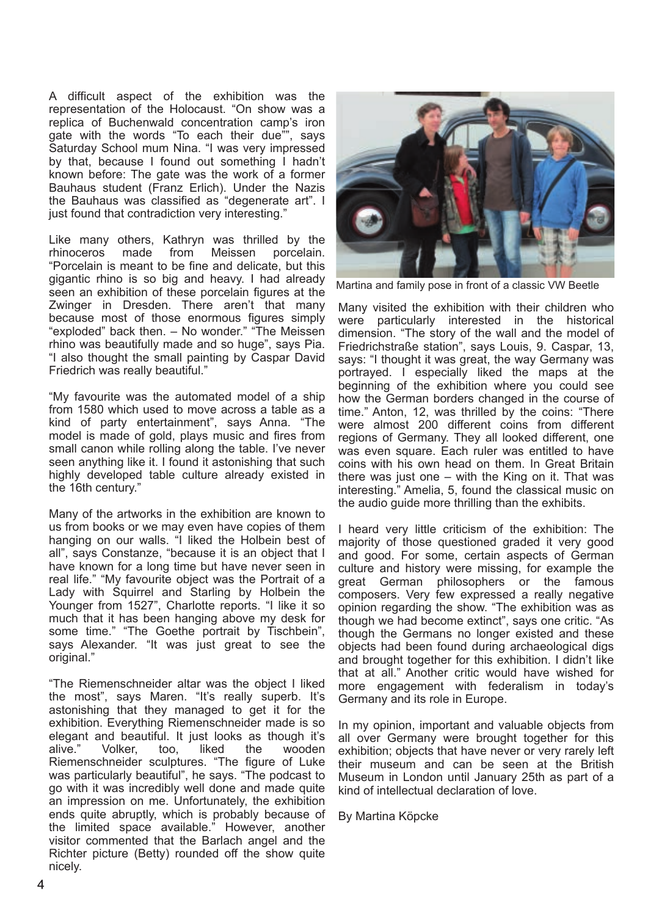A difficult aspect of the exhibition was the representation of the Holocaust. "On show was a replica of Buchenwald concentration camp's iron gate with the words "To each their due"", says Saturday School mum Nina. "I was very impressed by that, because I found out something I hadn't known before: The gate was the work of a former Bauhaus student (Franz Erlich). Under the Nazis the Bauhaus was classified as "degenerate art". I just found that contradiction very interesting."

Like many others, Kathryn was thrilled by the rhinoceros made from Meissen porcelain. "Porcelain is meant to be fine and delicate, but this gigantic rhino is so big and heavy. I had already seen an exhibition of these porcelain figures at the Zwinger in Dresden. There aren't that many because most of those enormous figures simply "exploded" back then. – No wonder." "The Meissen rhino was beautifully made and so huge", says Pia. "I also thought the small painting by Caspar David Friedrich was really beautiful."

"My favourite was the automated model of a ship from 1580 which used to move across a table as a kind of party entertainment", says Anna. "The model is made of gold, plays music and fires from small canon while rolling along the table. I've never seen anything like it. I found it astonishing that such highly developed table culture already existed in the 16th century."

Many of the artworks in the exhibition are known to us from books or we may even have copies of them hanging on our walls. "I liked the Holbein best of all", says Constanze, "because it is an object that I have known for a long time but have never seen in real life." "My favourite object was the Portrait of a Lady with Squirrel and Starling by Holbein the Younger from 1527", Charlotte reports. "I like it so much that it has been hanging above my desk for some time." "The Goethe portrait by Tischbein", says Alexander. "It was just great to see the original."

"The Riemenschneider altar was the object I liked the most", says Maren. "It's really superb. It's astonishing that they managed to get it for the exhibition. Everything Riemenschneider made is so elegant and beautiful. It just looks as though it's alive." Volker, too, liked the wooden Riemenschneider sculptures. "The figure of Luke was particularly beautiful", he says. "The podcast to go with it was incredibly well done and made quite an impression on me. Unfortunately, the exhibition ends quite abruptly, which is probably because of the limited space available." However, another visitor commented that the Barlach angel and the Richter picture (Betty) rounded off the show quite nicely.

Martina and family pose in front of a classic VW Beetle

Many visited the exhibition with their children who were particularly interested in the historical dimension. "The story of the wall and the model of Friedrichstraße station", says Louis, 9. Caspar, 13, says: "I thought it was great, the way Germany was portrayed. I especially liked the maps at the beginning of the exhibition where you could see how the German borders changed in the course of time." Anton, 12, was thrilled by the coins: "There were almost 200 different coins from different regions of Germany. They all looked different, one was even square. Each ruler was entitled to have coins with his own head on them. In Great Britain there was just one – with the King on it. That was interesting." Amelia, 5, found the classical music on the audio guide more thrilling than the exhibits.

I heard very little criticism of the exhibition: The majority of those questioned graded it very good and good. For some, certain aspects of German culture and history were missing, for example the great German philosophers or the famous composers. Very few expressed a really negative opinion regarding the show. "The exhibition was as though we had become extinct", says one critic. "As though the Germans no longer existed and these objects had been found during archaeological digs and brought together for this exhibition. I didn't like that at all." Another critic would have wished for more engagement with federalism in today's Germany and its role in Europe.

In my opinion, important and valuable objects from all over Germany were brought together for this exhibition; objects that have never or very rarely left their museum and can be seen at the British Museum in London until January 25th as part of a kind of intellectual declaration of love.

By Martina Köpcke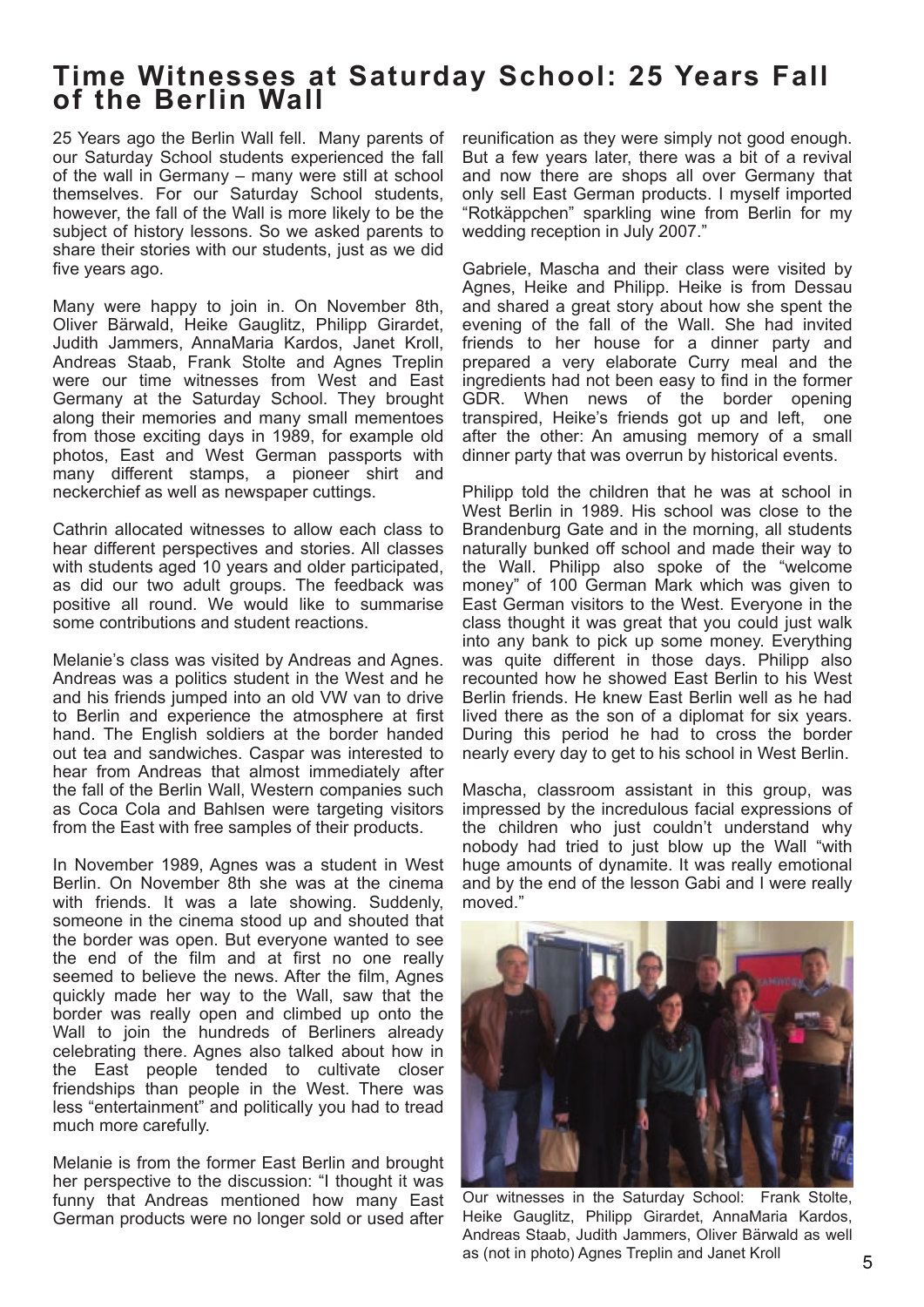# Time Witnesses at Saturday School: 25 Years Fall of the Berlin Wall

25 Years ago the Berlin Wall fell. Many parents of our Saturday School students experienced the fall of the wall in Germany – many were still at school themselves. For our Saturday School students, however, the fall of the Wall is more likely to be the subject of history lessons. So we asked parents to share their stories with our students, just as we did five years ago.

Many were happy to join in. On November 8th, Oliver Bärwald, Heike Gauglitz, Philipp Girardet, Judith Jammers, AnnaMaria Kardos, Janet Kroll, Andreas Staab, Frank Stolte and Agnes Treplin were our time witnesses from West and East Germany at the Saturday School. They brought along their memories and many small mementoes from those exciting days in 1989, for example old photos, East and West German passports with many different stamps, a pioneer shirt and neckerchief as well as newspaper cuttings.

Cathrin allocated witnesses to allow each class to hear different perspectives and stories. All classes with students aged 10 years and older participated, as did our two adult groups. The feedback was positive all round. We would like to summarise some contributions and student reactions.

Melanie's class was visited by Andreas and Agnes. Andreas was a politics student in the West and he and his friends jumped into an old VW van to drive to Berlin and experience the atmosphere at first hand. The English soldiers at the border handed out tea and sandwiches. Caspar was interested to hear from Andreas that almost immediately after the fall of the Berlin Wall, Western companies such as Coca Cola and Bahlsen were targeting visitors from the East with free samples of their products.

In November 1989, Agnes was a student in West Berlin. On November 8th she was at the cinema with friends. It was a late showing. Suddenly, someone in the cinema stood up and shouted that the border was open. But everyone wanted to see the end of the film and at first no one really seemed to believe the news. After the film, Agnes quickly made her way to the Wall, saw that the border was really open and climbed up onto the Wall to join the hundreds of Berliners already celebrating there. Agnes also talked about how in the East people tended to cultivate closer friendships than people in the West. There was less "entertainment" and politically you had to tread much more carefully.

Melanie is from the former East Berlin and brought her perspective to the discussion: "I thought it was funny that Andreas mentioned how many East German products were no longer sold or used after reunification as they were simply not good enough. But a few years later, there was a bit of a revival and now there are shops all over Germany that only sell East German products. I myself imported "Rotkäppchen" sparkling wine from Berlin for my wedding reception in July 2007."

Gabriele, Mascha and their class were visited by Agnes, Heike and Philipp. Heike is from Dessau and shared a great story about how she spent the evening of the fall of the Wall. She had invited friends to her house for a dinner party and prepared a very elaborate Curry meal and the ingredients had not been easy to find in the former GDR. When news of the border opening transpired, Heike's friends got up and left, one after the other: An amusing memory of a small dinner party that was overrun by historical events.

Philipp told the children that he was at school in West Berlin in 1989. His school was close to the Brandenburg Gate and in the morning, all students naturally bunked off school and made their way to the Wall. Philipp also spoke of the "welcome money" of 100 German Mark which was given to East German visitors to the West. Everyone in the class thought it was great that you could just walk into any bank to pick up some money. Everything was quite different in those days. Philipp also recounted how he showed East Berlin to his West Berlin friends. He knew East Berlin well as he had lived there as the son of a diplomat for six years. During this period he had to cross the border nearly every day to get to his school in West Berlin.

Mascha, classroom assistant in this group, was impressed by the incredulous facial expressions of the children who just couldn't understand why nobody had tried to just blow up the Wall "with huge amounts of dynamite. It was really emotional and by the end of the lesson Gabi and I were really moved."

Our witnesses in the Saturday School: Frank Stolte, Heike Gauglitz, Philipp Girardet, AnnaMaria Kardos, Andreas Staab, Judith Jammers, Oliver Bärwald as well as (not in photo) Agnes Treplin and Janet Kroll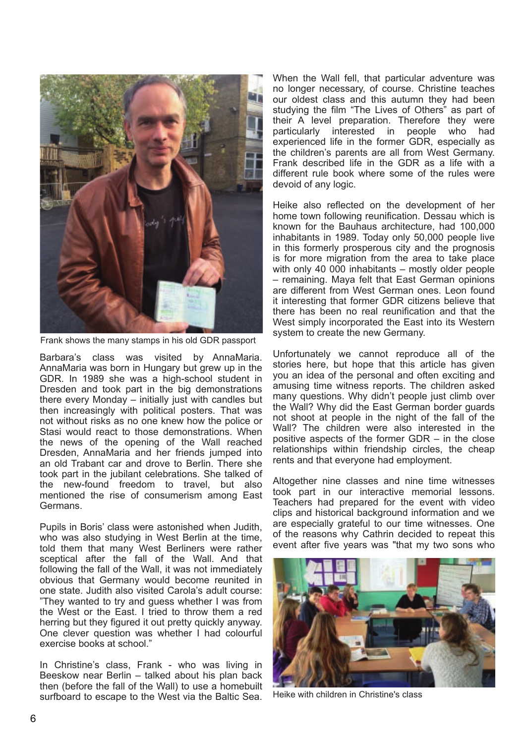Frank shows the many stamps in his old GDR passport

Barbara's class was visited by AnnaMaria. AnnaMaria was born in Hungary but grew up in the GDR. In 1989 she was a high-school student in Dresden and took part in the big demonstrations there every Monday – initially just with candles but then increasingly with political posters. That was not without risks as no one knew how the police or Stasi would react to those demonstrations. When the news of the opening of the Wall reached Dresden, AnnaMaria and her friends jumped into an old Trabant car and drove to Berlin. There she took part in the jubilant celebrations. She talked of the new-found freedom to travel, but also mentioned the rise of consumerism among East Germans.

Pupils in Boris' class were astonished when Judith, who was also studying in West Berlin at the time, told them that many West Berliners were rather sceptical after the fall of the Wall. And that following the fall of the Wall, it was not immediately obvious that Germany would become reunited in one state. Judith also visited Carola's adult course: "They wanted to try and guess whether I was from the West or the East. I tried to throw them a red herring but they figured it out pretty quickly anyway. One clever question was whether I had colourful exercise books at school."

In Christine's class, Frank - who was living in Beeskow near Berlin – talked about his plan back then (before the fall of the Wall) to use a homebuilt surfboard to escape to the West via the Baltic Sea. When the Wall fell, that particular adventure was no longer necessary, of course. Christine teaches our oldest class and this autumn they had been studying the film "The Lives of Others" as part of their A level preparation. Therefore they were particularly interested in people who had experienced life in the former GDR, especially as the children's parents are all from West Germany. Frank described life in the GDR as a life with a different rule book where some of the rules were devoid of any logic.

Heike also reflected on the development of her home town following reunification. Dessau which is known for the Bauhaus architecture, had 100,000 inhabitants in 1989. Today only 50,000 people live in this formerly prosperous city and the prognosis is for more migration from the area to take place with only 40 000 inhabitants – mostly older people – remaining. Maya felt that East German opinions are different from West German ones. Leon found it interesting that former GDR citizens believe that there has been no real reunification and that the West simply incorporated the East into its Western system to create the new Germany.

Unfortunately we cannot reproduce all of the stories here, but hope that this article has given you an idea of the personal and often exciting and amusing time witness reports. The children asked many questions. Why didn't people just climb over the Wall? Why did the East German border guards not shoot at people in the night of the fall of the Wall? The children were also interested in the positive aspects of the former GDR – in the close relationships within friendship circles, the cheap rents and that everyone had employment.

Altogether nine classes and nine time witnesses took part in our interactive memorial lessons. Teachers had prepared for the event with video clips and historical background information and we are especially grateful to our time witnesses. One of the reasons why Cathrin decided to repeat this event after five years was "that my two sons who

Heike with children in Christine's class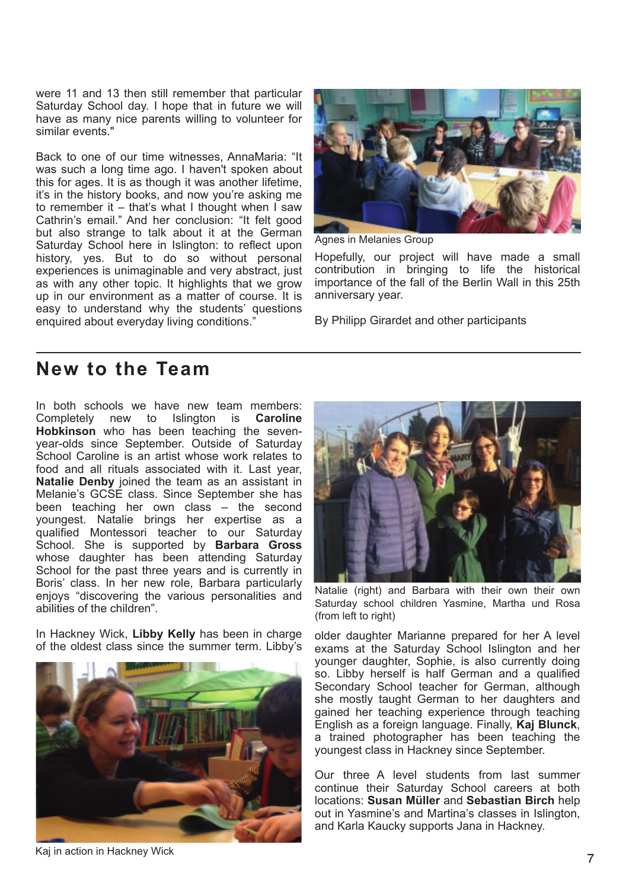were 11 and 13 then still remember that particular Saturday School day. I hope that in future we will have as many nice parents willing to volunteer for similar events."

Back to one of our time witnesses, AnnaMaria: "It was such a long time ago. I haven't spoken about this for ages. It is as though it was another lifetime, it's in the history books, and now you're asking me to remember it – that's what I thought when I saw Cathrin's email." And her conclusion: "It felt good but also strange to talk about it at the German Saturday School here in Islington: to reflect upon history, yes. But to do so without personal experiences is unimaginable and very abstract, just as with any other topic. It highlights that we grow up in our environment as a matter of course. It is easy to understand why the students' questions enquired about everyday living conditions."

Agnes in Melanies Group

Hopefully, our project will have made a small contribution in bringing to life the historical importance of the fall of the Berlin Wall in this 25th anniversary year.

By Philipp Girardet and other participants

## New to the Team

In both schools we have new team members: Completely new to Islington is **Caroline Hobkinson** who has been teaching the seven-year-olds since September. Outside of Saturday School Caroline is an artist whose work relates to food and all rituals associated with it. Last year, **Natalie Denby** joined the team as an assistant in Melanie's GCSE class. Since September she has been teaching her own class – the second youngest. Natalie brings her expertise as a qualified Montessori teacher to our Saturday School. She is supported by **Barbara Gross** whose daughter has been attending Saturday School for the past three years and is currently in Boris' class. In her new role, Barbara particularly enjoys "discovering the various personalities and abilities of the children".

Natalie (right) and Barbara with their own their own Saturday school children Yasmine, Martha und Rosa (from left to right)

In Hackney Wick, **Libby Kelly** has been in charge of the oldest class since the summer term. Libby's older daughter Marianne prepared for her A level exams at the Saturday School Islington and her younger daughter, Sophie, is also currently doing so. Libby herself is half German and a qualified Secondary School teacher for German, although she mostly taught German to her daughters and gained her teaching experience through teaching English as a foreign language. Finally, **Kaj Blunck**, a trained photographer has been teaching the youngest class in Hackney since September.

Kaj in action in Hackney Wick

Our three A level students from last summer continue their Saturday School careers at both locations: **Susan Müller** and **Sebastian Birch** help out in Yasmine's and Martina's classes in Islington, and Karla Kaucky supports Jana in Hackney.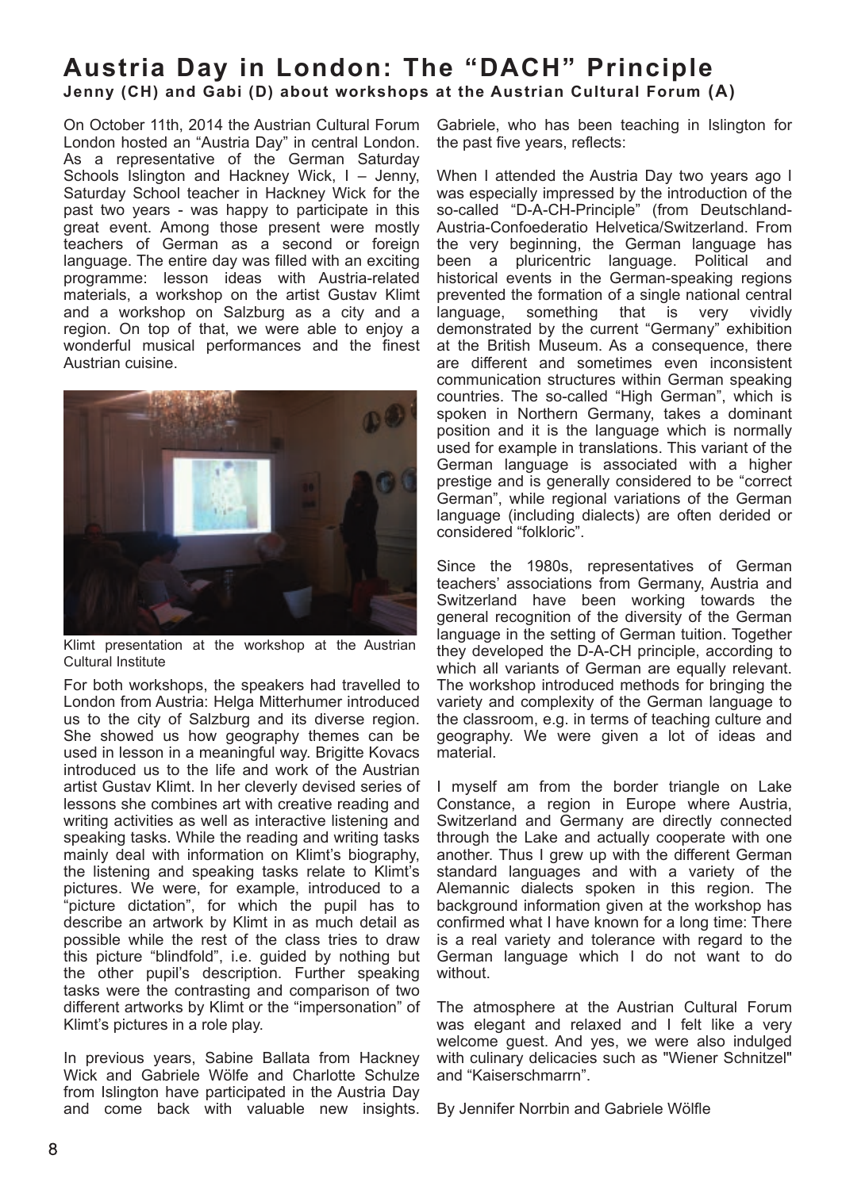# Austria Day in London: The "DACH" Principle

**Jenny (CH) and Gabi (D) about workshops at the Austrian Cultural Forum (A)**

On October 11th, 2014 the Austrian Cultural Forum London hosted an "Austria Day" in central London. As a representative of the German Saturday Schools Islington and Hackney Wick, I – Jenny, Saturday School teacher in Hackney Wick for the past two years - was happy to participate in this great event. Among those present were mostly teachers of German as a second or foreign language. The entire day was filled with an exciting programme: lesson ideas with Austria-related materials, a workshop on the artist Gustav Klimt and a workshop on Salzburg as a city and a region. On top of that, we were able to enjoy a wonderful musical performances and the finest Austrian cuisine.

Klimt presentation at the workshop at the Austrian Cultural Institute

For both workshops, the speakers had travelled to London from Austria: Helga Mitterhumer introduced us to the city of Salzburg and its diverse region. She showed us how geography themes can be used in lesson in a meaningful way. Brigitte Kovacs introduced us to the life and work of the Austrian artist Gustav Klimt. In her cleverly devised series of lessons she combines art with creative reading and writing activities as well as interactive listening and speaking tasks. While the reading and writing tasks mainly deal with information on Klimt's biography, the listening and speaking tasks relate to Klimt's pictures. We were, for example, introduced to a "picture dictation", for which the pupil has to describe an artwork by Klimt in as much detail as possible while the rest of the class tries to draw this picture "blindfold", i.e. guided by nothing but the other pupil's description. Further speaking tasks were the contrasting and comparison of two different artworks by Klimt or the "impersonation" of Klimt's pictures in a role play.

In previous years, Sabine Ballata from Hackney Wick and Gabriele Wölfe and Charlotte Schulze from Islington have participated in the Austria Day and come back with valuable new insights. Gabriele, who has been teaching in Islington for the past five years, reflects:

When I attended the Austria Day two years ago I was especially impressed by the introduction of the so-called "D-A-CH-Principle" (from Deutschland-Austria-Confoederatio Helvetica/Switzerland. From the very beginning, the German language has been a pluricentric language. Political and historical events in the German-speaking regions prevented the formation of a single national central language, something that is very vividly demonstrated by the current "Germany" exhibition at the British Museum. As a consequence, there are different and sometimes even inconsistent communication structures within German speaking countries. The so-called "High German", which is spoken in Northern Germany, takes a dominant position and it is the language which is normally used for example in translations. This variant of the German language is associated with a higher prestige and is generally considered to be "correct German", while regional variations of the German language (including dialects) are often derided or considered "folkloric".

Since the 1980s, representatives of German teachers' associations from Germany, Austria and Switzerland have been working towards the general recognition of the diversity of the German language in the setting of German tuition. Together they developed the D-A-CH principle, according to which all variants of German are equally relevant. The workshop introduced methods for bringing the variety and complexity of the German language to the classroom, e.g. in terms of teaching culture and geography. We were given a lot of ideas and material.

I myself am from the border triangle on Lake Constance, a region in Europe where Austria, Switzerland and Germany are directly connected through the Lake and actually cooperate with one another. Thus I grew up with the different German standard languages and with a variety of the Alemannic dialects spoken in this region. The background information given at the workshop has confirmed what I have known for a long time: There is a real variety and tolerance with regard to the German language which I do not want to do without.

The atmosphere at the Austrian Cultural Forum was elegant and relaxed and I felt like a very welcome guest. And yes, we were also indulged with culinary delicacies such as "Wiener Schnitzel" and "Kaiserschmarrn".

By Jennifer Norrbin and Gabriele Wölfle